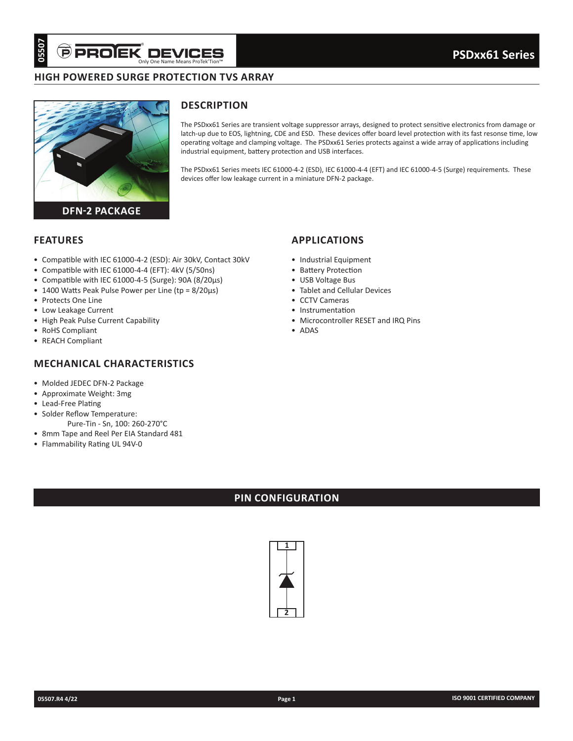# PSDxx61 Series

## HIGH POWERED SURGE PROTECTION TVS ARRAY

DFN-2 PACKAGE

## DESCRIPTION

The PSDxx61 Series are transient voltage suppressor arrays, designed to protect sensitive electronics from damage or latch-up due to EOS, lightning, CDE and ESD. These devices offer board level protection with its fast resonse time, low operating voltage and clamping voltage. The PSDxx61 Series protects against a wide array of applications including industrial equipment, battery protection and USB interfaces.

The PSDxx61 Series meets IEC 61000-4-2 (ESD), IEC 61000-4-4 (EFT) and IEC 61000-4-5 (Surge) requirements. These devices offer low leakage current in a miniature DFN-2 package.

## FEATURES

- Compatible with IEC 61000-4-2 (ESD): Air 30kV, Contact 30kV
- Compatible with IEC 61000-4-4 (EFT): 4kV (5/50ns)
- Compatible with IEC 61000-4-5 (Surge): 90A (8/20µs)
- 1400 Watts Peak Pulse Power per Line (tp = 8/20µs)
- Protects One Line
- Low Leakage Current
- High Peak Pulse Current Capability
- RoHS Compliant
- REACH Compliant

## APPLICATIONS

- Industrial Equipment
- Battery Protection
- USB Voltage Bus
- Tablet and Cellular Devices
- CCTV Cameras
- Instrumentation
- Microcontroller RESET and IRQ Pins
- ADAS

## MECHANICAL CHARACTERISTICS

- Molded JEDEC DFN-2 Package
- Approximate Weight: 3mg
- Lead-Free Plating
- Solder Reflow Temperature:
  Pure-Tin - Sn, 100: 260-270°C
- 8mm Tape and Reel Per EIA Standard 481
- Flammability Rating UL 94V-0

## PIN CONFIGURATION

1

2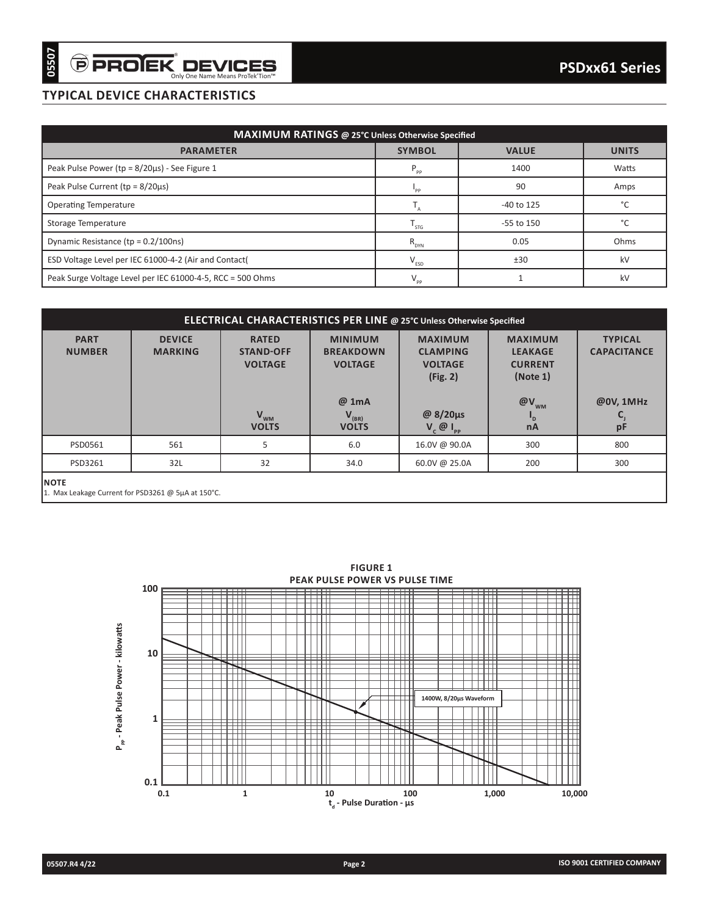## TYPICAL DEVICE CHARACTERISTICS

| MAXIMUM RATINGS @ 25°C Unless Otherwise Specified | | | |
|---|---|---|---|
| PARAMETER | SYMBOL | VALUE | UNITS |
| Peak Pulse Power (tp = 8/20μs) - See Figure 1 | $P_{PP}$ | 1400 | Watts |
| Peak Pulse Current (tp = 8/20μs) | $I_{PP}$ | 90 | Amps |
| Operating Temperature | $T_A$ | -40 to 125 | °C |
| Storage Temperature | $T_{STG}$ | -55 to 150 | °C |
| Dynamic Resistance (tp = 0.2/100ns) | $R_{DYN}$ | 0.05 | Ohms |
| ESD Voltage Level per IEC 61000-4-2 (Air and Contact( | $V_{ESD}$ | ±30 | kV |
| Peak Surge Voltage Level per IEC 61000-4-5, RCC = 500 Ohms | $V_{PP}$ | 1 | kV |

| ELECTRICAL CHARACTERISTICS PER LINE @ 25°C Unless Otherwise Specified | | | | | | |
|---|---|---|---|---|---|---|
| PART NUMBER | DEVICE MARKING | RATED STAND-OFF VOLTAGE | MINIMUM BREAKDOWN VOLTAGE | MAXIMUM CLAMPING VOLTAGE (Fig. 2) | MAXIMUM LEAKAGE CURRENT (Note 1) | TYPICAL CAPACITANCE |
| | | $V_{WM}$ VOLTS | @ 1mA $V_{(BR)}$ VOLTS | @ 8/20μs $V_C$ @ $I_{PP}$ | @$V_{WM}$ $I_D$ nA | @0V, 1MHz $C_J$ pF |
| PSD0561 | 561 | 5 | 6.0 | 16.0V @ 90.0A | 300 | 800 |
| PSD3261 | 32L | 32 | 34.0 | 60.0V @ 25.0A | 200 | 300 |

**NOTE**
1. Max Leakage Current for PSD3261 @ 5μA at 150°C.

**FIGURE 1**
**PEAK PULSE POWER VS PULSE TIME**

$P_{PP}$ - Peak Pulse Power - kilowatts

100
10
1
0.1

0.1
1
10
100
1,000
10,000

$t_d$ - Pulse Duration - μs

1400W, 8/20μs Waveform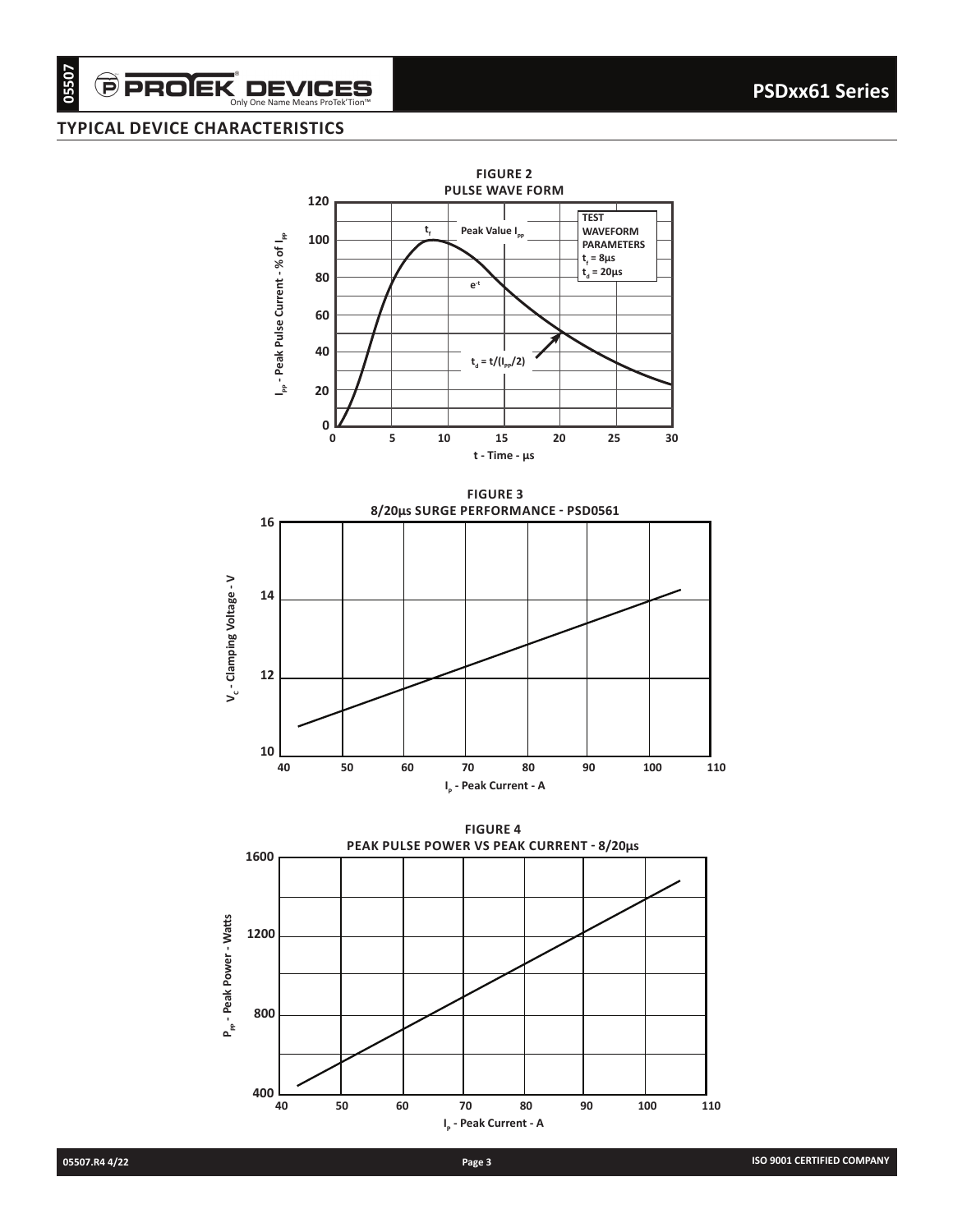## TYPICAL DEVICE CHARACTERISTICS

**FIGURE 2**
**PULSE WAVE FORM**

$I_{PP}$ - Peak Pulse Current - % of $I_{PP}$

120
100
80
60
40
20
0

0
5
10
15
20
25
30

t - Time - µs

$t_f$

Peak Value $I_{PP}$

$e^{-t}$

$t_d = t/(I_{PP}/2)$

TEST WAVEFORM PARAMETERS
$t_f$ = 8µs
$t_d$ = 20µs

**FIGURE 3**
**8/20µs SURGE PERFORMANCE - PSD0561**

$V_C$ - Clamping Voltage - V

16
14
12
10

40
50
60
70
80
90
100
110

$I_P$ - Peak Current - A

**FIGURE 4**
**PEAK PULSE POWER VS PEAK CURRENT - 8/20µs**

$P_{PP}$ - Peak Power - Watts

1600
1200
800
400

40
50
60
70
80
90
100
110

$I_P$ - Peak Current - A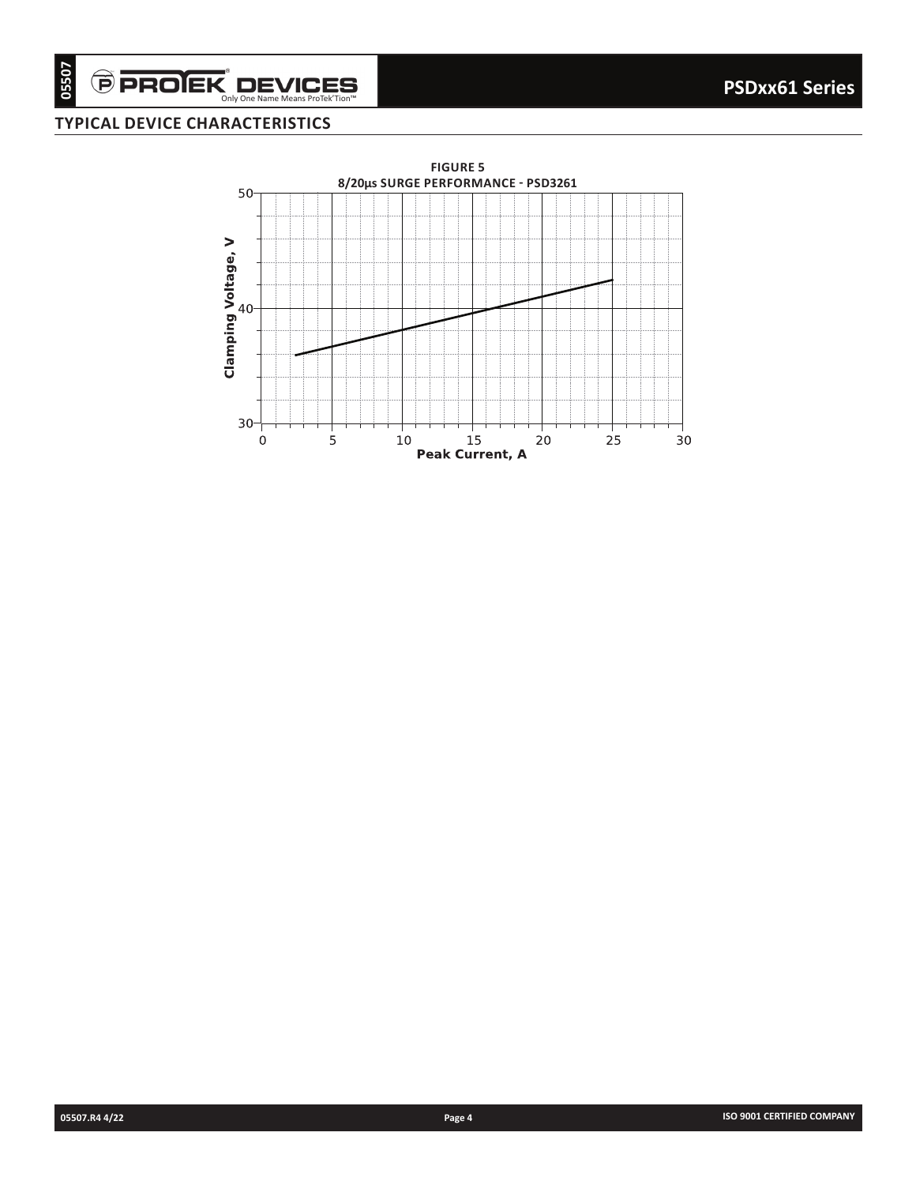## TYPICAL DEVICE CHARACTERISTICS

FIGURE 5

8/20µs SURGE PERFORMANCE - PSD3261

Clamping Voltage, V

50

40

30

0 5 10 15 20 25 30

Peak Current, A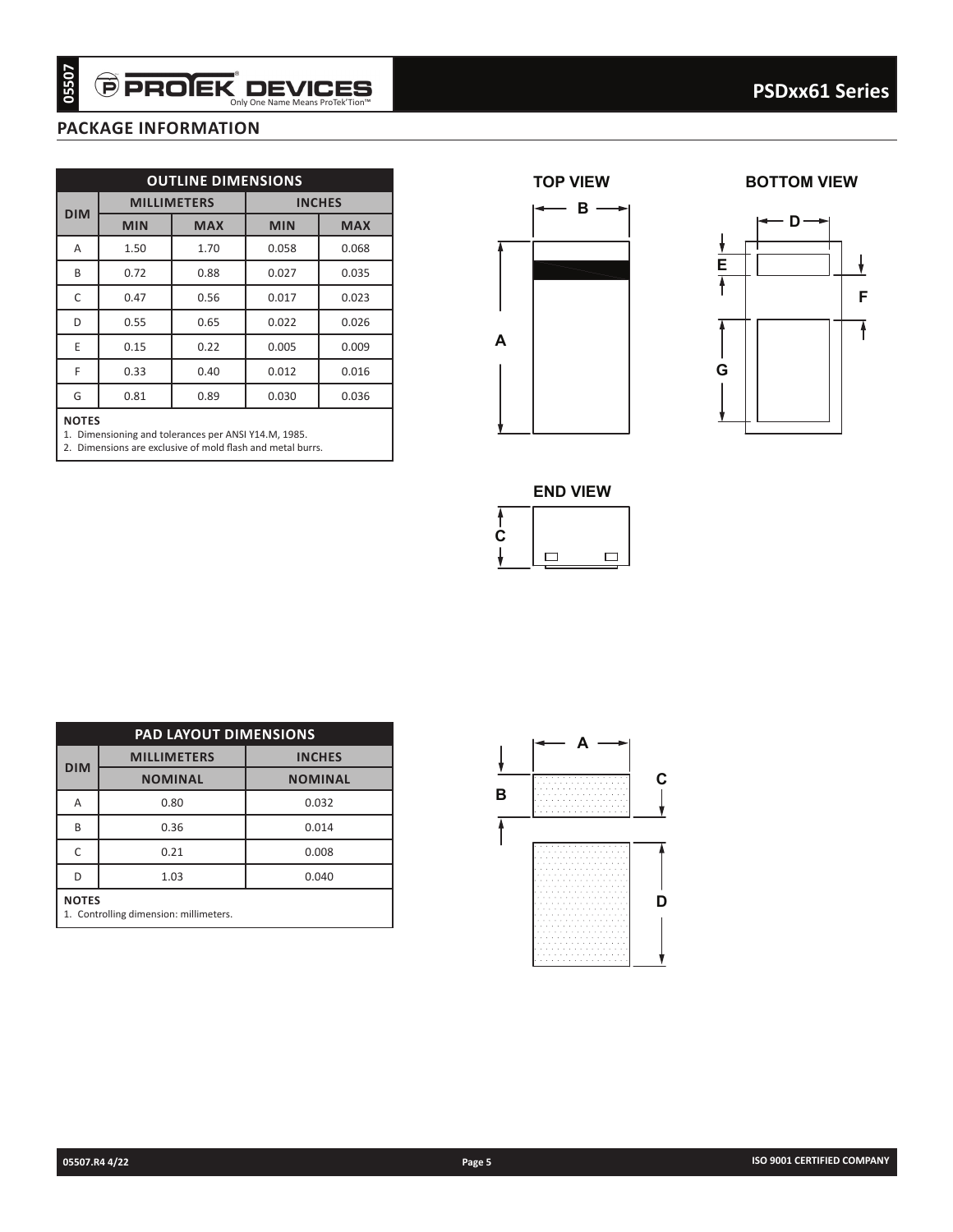## PACKAGE INFORMATION

| OUTLINE DIMENSIONS | | | | |
|---|---|---|---|---|
| DIM | MILLIMETERS | | INCHES | |
| | MIN | MAX | MIN | MAX |
| A | 1.50 | 1.70 | 0.058 | 0.068 |
| B | 0.72 | 0.88 | 0.027 | 0.035 |
| C | 0.47 | 0.56 | 0.017 | 0.023 |
| D | 0.55 | 0.65 | 0.022 | 0.026 |
| E | 0.15 | 0.22 | 0.005 | 0.009 |
| F | 0.33 | 0.40 | 0.012 | 0.016 |
| G | 0.81 | 0.89 | 0.030 | 0.036 |

**NOTES**
1. Dimensioning and tolerances per ANSI Y14.M, 1985.
2. Dimensions are exclusive of mold flash and metal burrs.

TOP VIEW
B
A

BOTTOM VIEW
D
E
F
G

END VIEW
C

| PAD LAYOUT DIMENSIONS | | |
|---|---|---|
| DIM | MILLIMETERS | INCHES |
| | NOMINAL | NOMINAL |
| A | 0.80 | 0.032 |
| B | 0.36 | 0.014 |
| C | 0.21 | 0.008 |
| D | 1.03 | 0.040 |

**NOTES**
1. Controlling dimension: millimeters.

A
B
C
D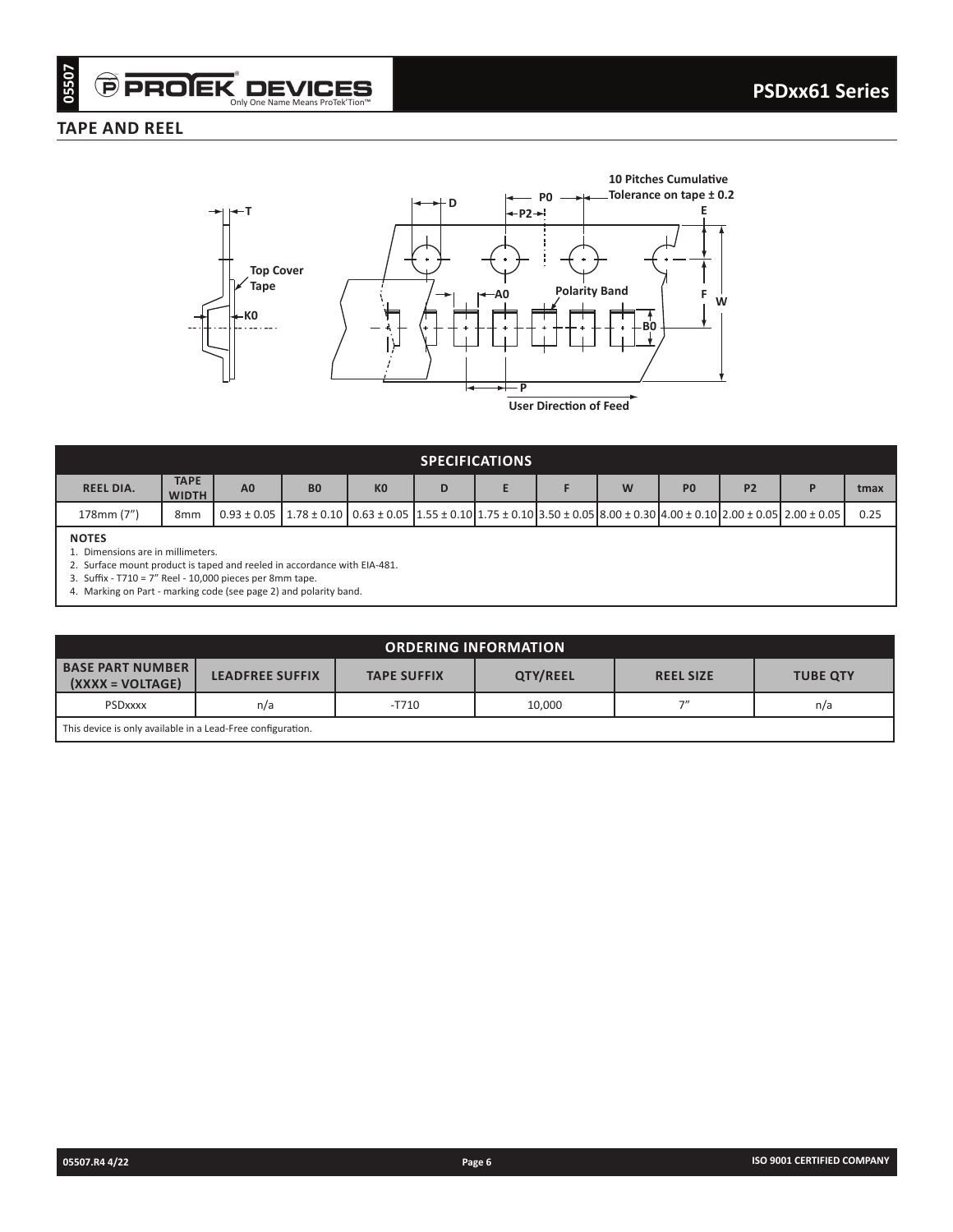## TAPE AND REEL

T

Top Cover Tape

K0

D

P0

P2

10 Pitches Cumulative Tolerance on tape ± 0.2

E

A0

Polarity Band

F

W

B0

P

User Direction of Feed

| SPECIFICATIONS | | | | | | | | | | | | |
|---|---|---|---|---|---|---|---|---|---|---|---|---|
| REEL DIA. | TAPE WIDTH | A0 | B0 | K0 | D | E | F | W | P0 | P2 | P | tmax |
| 178mm (7") | 8mm | 0.93 ± 0.05 | 1.78 ± 0.10 | 0.63 ± 0.05 | 1.55 ± 0.10 | 1.75 ± 0.10 | 3.50 ± 0.05 | 8.00 ± 0.30 | 4.00 ± 0.10 | 2.00 ± 0.05 | 2.00 ± 0.05 | 0.25 |

**NOTES**

1. Dimensions are in millimeters.
2. Surface mount product is taped and reeled in accordance with EIA-481.
3. Suffix - T710 = 7" Reel - 10,000 pieces per 8mm tape.
4. Marking on Part - marking code (see page 2) and polarity band.

| ORDERING INFORMATION | | | | | |
|---|---|---|---|---|---|
| BASE PART NUMBER (XXXX = VOLTAGE) | LEADFREE SUFFIX | TAPE SUFFIX | QTY/REEL | REEL SIZE | TUBE QTY |
| PSDxxxx | n/a | -T710 | 10,000 | 7" | n/a |

This device is only available in a Lead-Free configuration.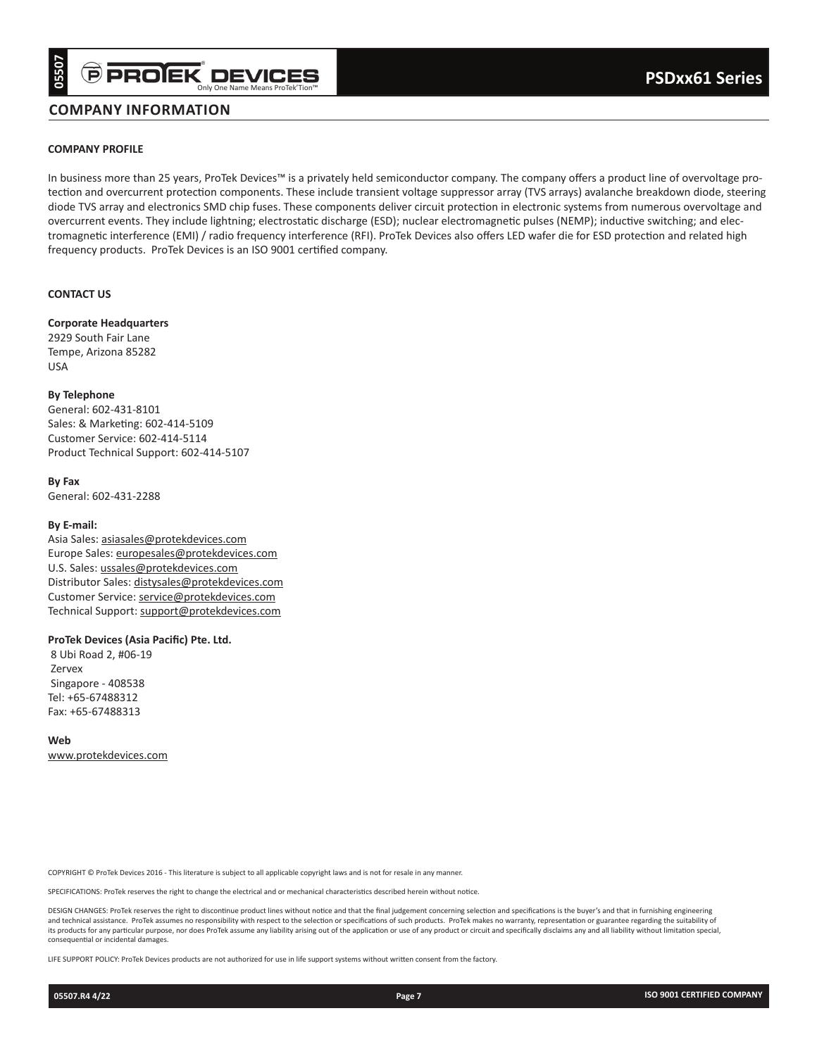## COMPANY INFORMATION

**COMPANY PROFILE**

In business more than 25 years, ProTek Devices™ is a privately held semiconductor company. The company offers a product line of overvoltage protection and overcurrent protection components. These include transient voltage suppressor array (TVS arrays) avalanche breakdown diode, steering diode TVS array and electronics SMD chip fuses. These components deliver circuit protection in electronic systems from numerous overvoltage and overcurrent events. They include lightning; electrostatic discharge (ESD); nuclear electromagnetic pulses (NEMP); inductive switching; and electromagnetic interference (EMI) / radio frequency interference (RFI). ProTek Devices also offers LED wafer die for ESD protection and related high frequency products. ProTek Devices is an ISO 9001 certified company.

**CONTACT US**

**Corporate Headquarters**
2929 South Fair Lane
Tempe, Arizona 85282
USA

**By Telephone**
General: 602-431-8101
Sales: & Marketing: 602-414-5109
Customer Service: 602-414-5114
Product Technical Support: 602-414-5107

**By Fax**
General: 602-431-2288

**By E-mail:**
Asia Sales: asiasales@protekdevices.com
Europe Sales: europesales@protekdevices.com
U.S. Sales: ussales@protekdevices.com
Distributor Sales: distysales@protekdevices.com
Customer Service: service@protekdevices.com
Technical Support: support@protekdevices.com

**ProTek Devices (Asia Pacific) Pte. Ltd.**
8 Ubi Road 2, #06-19
Zervex
Singapore - 408538
Tel: +65-67488312
Fax: +65-67488313

**Web**
www.protekdevices.com

COPYRIGHT © ProTek Devices 2016 - This literature is subject to all applicable copyright laws and is not for resale in any manner.

SPECIFICATIONS: ProTek reserves the right to change the electrical and or mechanical characteristics described herein without notice.

DESIGN CHANGES: ProTek reserves the right to discontinue product lines without notice and that the final judgement concerning selection and specifications is the buyer's and that in furnishing engineering and technical assistance. ProTek assumes no responsibility with respect to the selection or specifications of such products. ProTek makes no warranty, representation or guarantee regarding the suitability of its products for any particular purpose, nor does ProTek assume any liability arising out of the application or use of any product or circuit and specifically disclaims any and all liability without limitation special, consequential or incidental damages.

LIFE SUPPORT POLICY: ProTek Devices products are not authorized for use in life support systems without written consent from the factory.